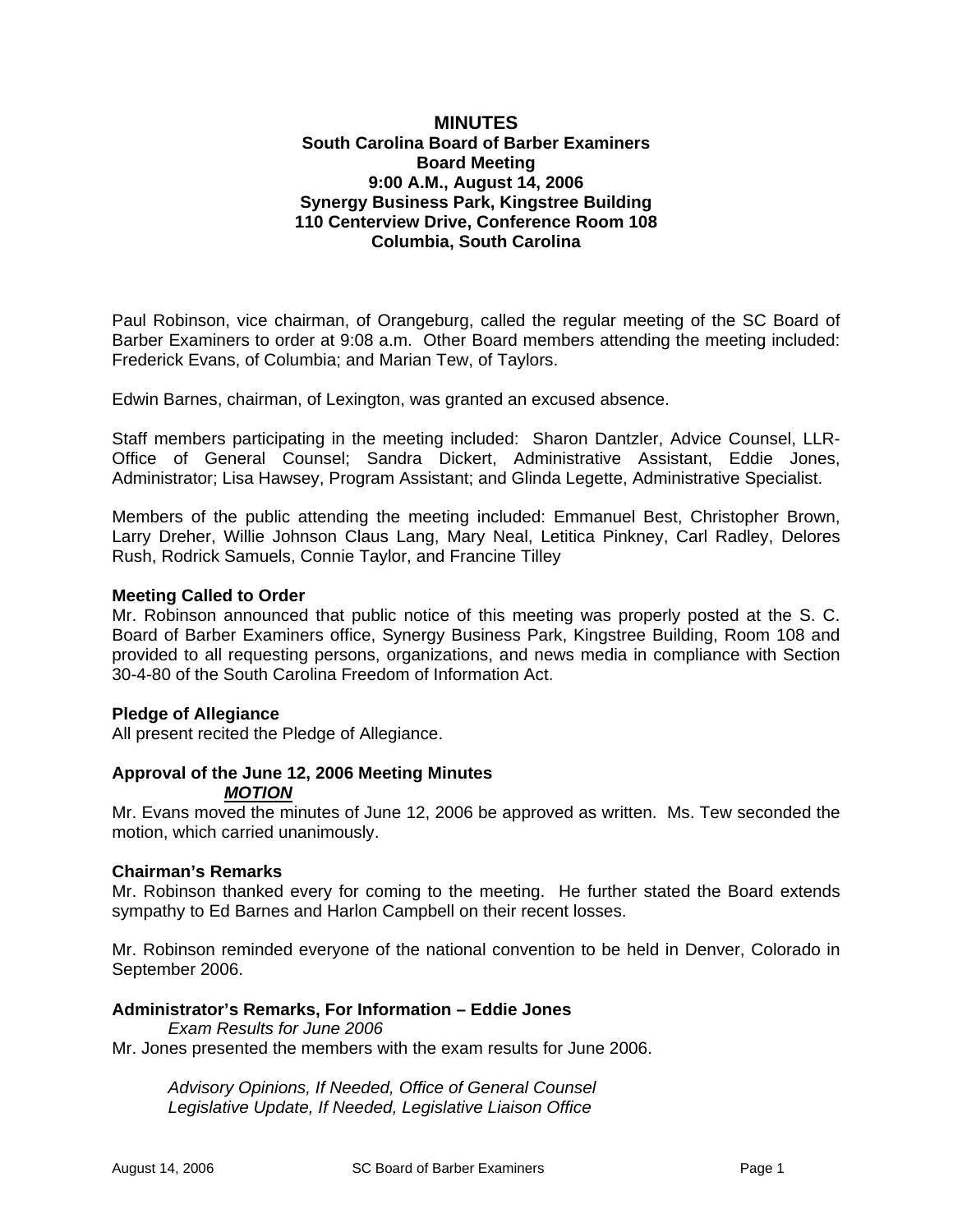# MINUTES
## South Carolina Board of Barber Examiners
## Board Meeting
## 9:00 A.M., August 14, 2006
## Synergy Business Park, Kingstree Building
## 110 Centerview Drive, Conference Room 108
## Columbia, South Carolina

Paul Robinson, vice chairman, of Orangeburg, called the regular meeting of the SC Board of Barber Examiners to order at 9:08 a.m. Other Board members attending the meeting included: Frederick Evans, of Columbia; and Marian Tew, of Taylors.

Edwin Barnes, chairman, of Lexington, was granted an excused absence.

Staff members participating in the meeting included: Sharon Dantzler, Advice Counsel, LLR-Office of General Counsel; Sandra Dickert, Administrative Assistant, Eddie Jones, Administrator; Lisa Hawsey, Program Assistant; and Glinda Legette, Administrative Specialist.

Members of the public attending the meeting included: Emmanuel Best, Christopher Brown, Larry Dreher, Willie Johnson Claus Lang, Mary Neal, Letitica Pinkney, Carl Radley, Delores Rush, Rodrick Samuels, Connie Taylor, and Francine Tilley

**Meeting Called to Order**
Mr. Robinson announced that public notice of this meeting was properly posted at the S. C. Board of Barber Examiners office, Synergy Business Park, Kingstree Building, Room 108 and provided to all requesting persons, organizations, and news media in compliance with Section 30-4-80 of the South Carolina Freedom of Information Act.

**Pledge of Allegiance**
All present recited the Pledge of Allegiance.

**Approval of the June 12, 2006 Meeting Minutes**

***MOTION***

Mr. Evans moved the minutes of June 12, 2006 be approved as written. Ms. Tew seconded the motion, which carried unanimously.

**Chairman's Remarks**
Mr. Robinson thanked every for coming to the meeting. He further stated the Board extends sympathy to Ed Barnes and Harlon Campbell on their recent losses.

Mr. Robinson reminded everyone of the national convention to be held in Denver, Colorado in September 2006.

**Administrator's Remarks, For Information – Eddie Jones**

*Exam Results for June 2006*

Mr. Jones presented the members with the exam results for June 2006.

*Advisory Opinions, If Needed, Office of General Counsel*
*Legislative Update, If Needed, Legislative Liaison Office*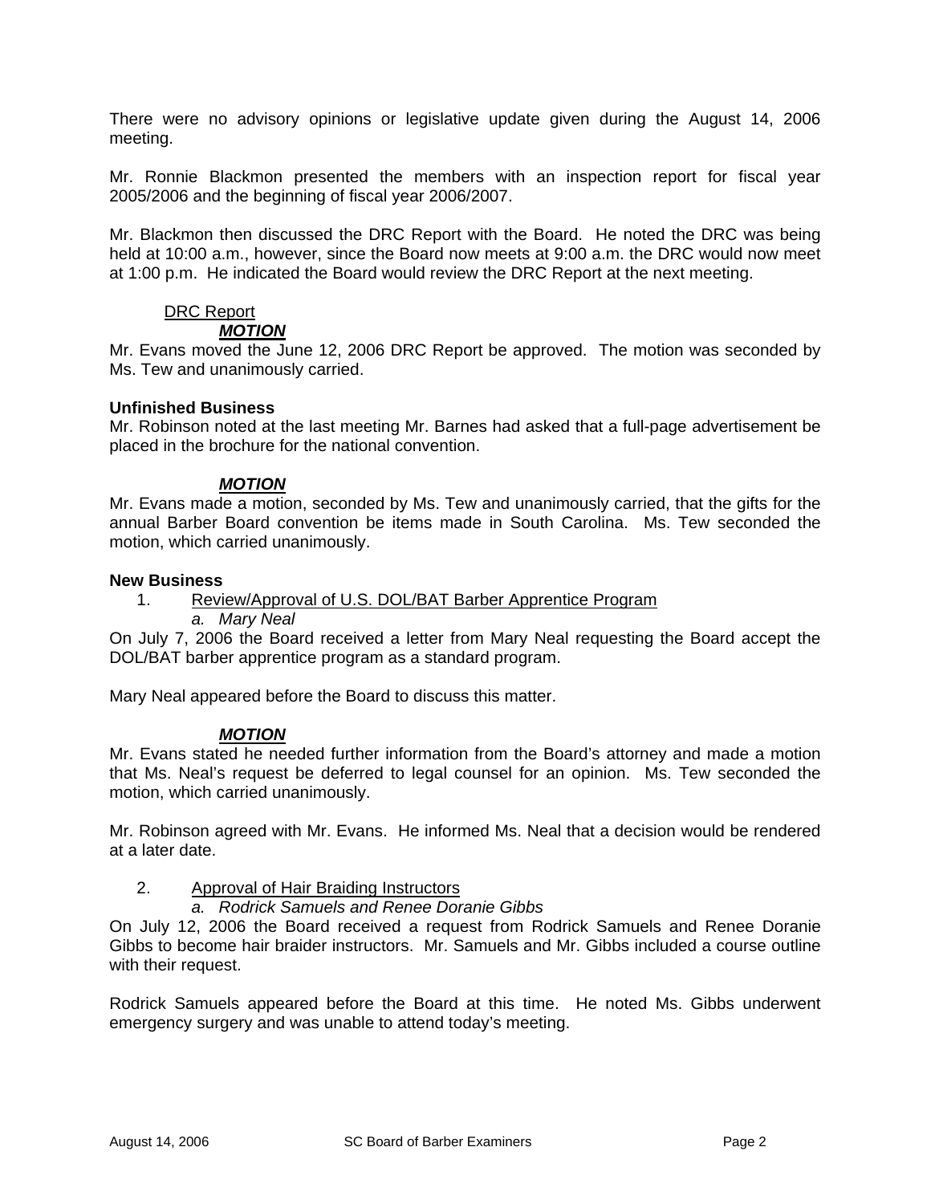There were no advisory opinions or legislative update given during the August 14, 2006 meeting.

Mr. Ronnie Blackmon presented the members with an inspection report for fiscal year 2005/2006 and the beginning of fiscal year 2006/2007.

Mr. Blackmon then discussed the DRC Report with the Board. He noted the DRC was being held at 10:00 a.m., however, since the Board now meets at 9:00 a.m. the DRC would now meet at 1:00 p.m. He indicated the Board would review the DRC Report at the next meeting.

DRC Report

***MOTION***

Mr. Evans moved the June 12, 2006 DRC Report be approved. The motion was seconded by Ms. Tew and unanimously carried.

**Unfinished Business**

Mr. Robinson noted at the last meeting Mr. Barnes had asked that a full-page advertisement be placed in the brochure for the national convention.

***MOTION***

Mr. Evans made a motion, seconded by Ms. Tew and unanimously carried, that the gifts for the annual Barber Board convention be items made in South Carolina. Ms. Tew seconded the motion, which carried unanimously.

**New Business**

1. Review/Approval of U.S. DOL/BAT Barber Apprentice Program
   *a. Mary Neal*

On July 7, 2006 the Board received a letter from Mary Neal requesting the Board accept the DOL/BAT barber apprentice program as a standard program.

Mary Neal appeared before the Board to discuss this matter.

***MOTION***

Mr. Evans stated he needed further information from the Board's attorney and made a motion that Ms. Neal's request be deferred to legal counsel for an opinion. Ms. Tew seconded the motion, which carried unanimously.

Mr. Robinson agreed with Mr. Evans. He informed Ms. Neal that a decision would be rendered at a later date.

2. Approval of Hair Braiding Instructors
   *a. Rodrick Samuels and Renee Doranie Gibbs*

On July 12, 2006 the Board received a request from Rodrick Samuels and Renee Doranie Gibbs to become hair braider instructors. Mr. Samuels and Mr. Gibbs included a course outline with their request.

Rodrick Samuels appeared before the Board at this time. He noted Ms. Gibbs underwent emergency surgery and was unable to attend today's meeting.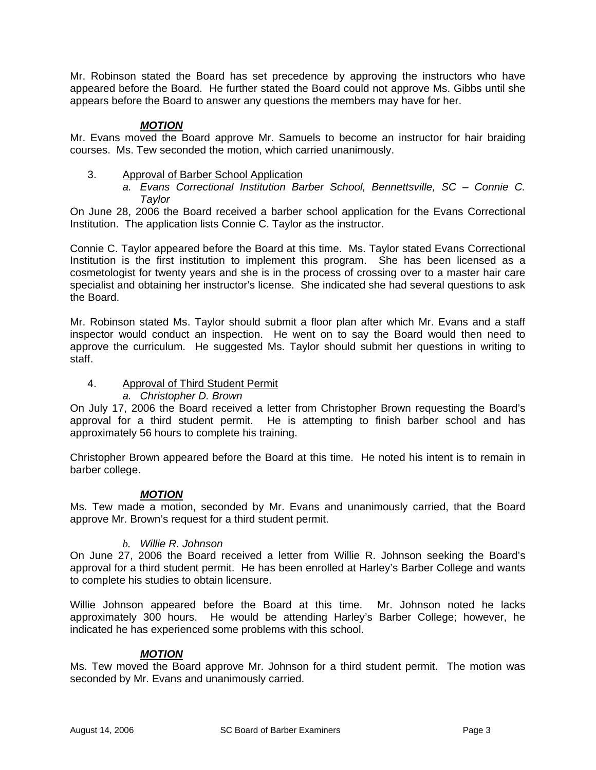Mr. Robinson stated the Board has set precedence by approving the instructors who have appeared before the Board. He further stated the Board could not approve Ms. Gibbs until she appears before the Board to answer any questions the members may have for her.

***MOTION***

Mr. Evans moved the Board approve Mr. Samuels to become an instructor for hair braiding courses. Ms. Tew seconded the motion, which carried unanimously.

3. Approval of Barber School Application

   *a. Evans Correctional Institution Barber School, Bennettsville, SC – Connie C. Taylor*

On June 28, 2006 the Board received a barber school application for the Evans Correctional Institution. The application lists Connie C. Taylor as the instructor.

Connie C. Taylor appeared before the Board at this time. Ms. Taylor stated Evans Correctional Institution is the first institution to implement this program. She has been licensed as a cosmetologist for twenty years and she is in the process of crossing over to a master hair care specialist and obtaining her instructor's license. She indicated she had several questions to ask the Board.

Mr. Robinson stated Ms. Taylor should submit a floor plan after which Mr. Evans and a staff inspector would conduct an inspection. He went on to say the Board would then need to approve the curriculum. He suggested Ms. Taylor should submit her questions in writing to staff.

4. Approval of Third Student Permit

   *a. Christopher D. Brown*

On July 17, 2006 the Board received a letter from Christopher Brown requesting the Board's approval for a third student permit. He is attempting to finish barber school and has approximately 56 hours to complete his training.

Christopher Brown appeared before the Board at this time. He noted his intent is to remain in barber college.

***MOTION***

Ms. Tew made a motion, seconded by Mr. Evans and unanimously carried, that the Board approve Mr. Brown's request for a third student permit.

   *b. Willie R. Johnson*

On June 27, 2006 the Board received a letter from Willie R. Johnson seeking the Board's approval for a third student permit. He has been enrolled at Harley's Barber College and wants to complete his studies to obtain licensure.

Willie Johnson appeared before the Board at this time. Mr. Johnson noted he lacks approximately 300 hours. He would be attending Harley's Barber College; however, he indicated he has experienced some problems with this school.

***MOTION***

Ms. Tew moved the Board approve Mr. Johnson for a third student permit. The motion was seconded by Mr. Evans and unanimously carried.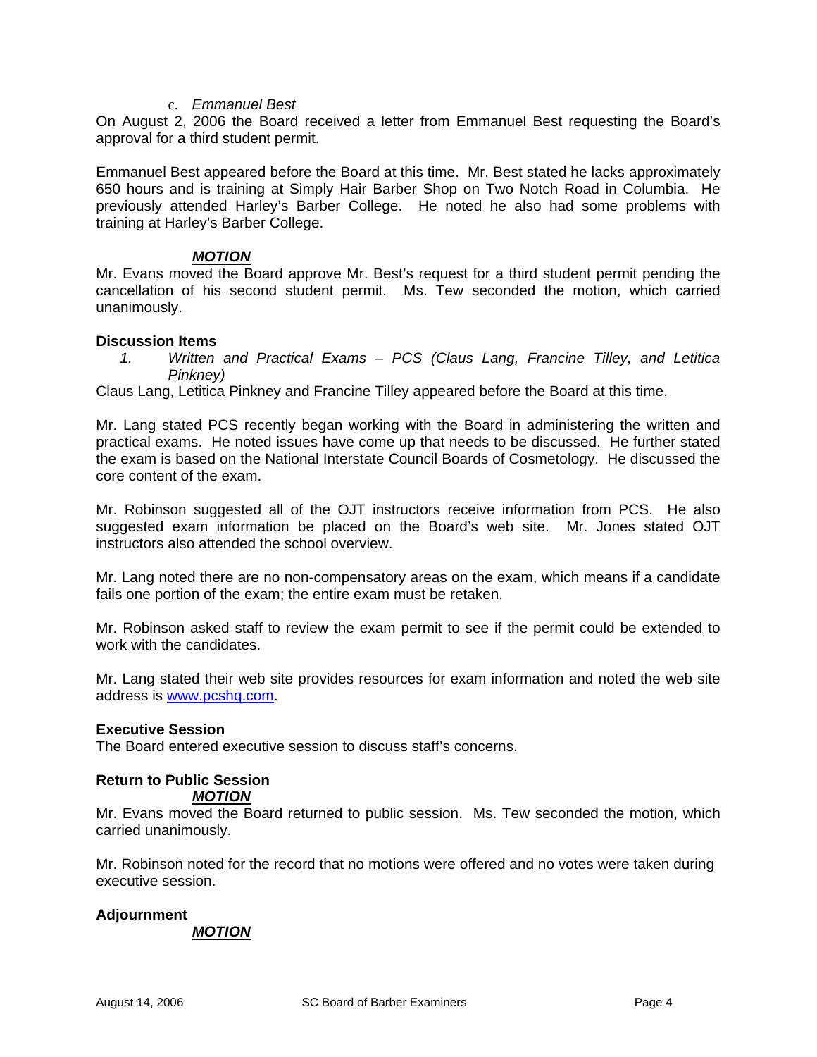c. *Emmanuel Best*

On August 2, 2006 the Board received a letter from Emmanuel Best requesting the Board's approval for a third student permit.

Emmanuel Best appeared before the Board at this time. Mr. Best stated he lacks approximately 650 hours and is training at Simply Hair Barber Shop on Two Notch Road in Columbia. He previously attended Harley's Barber College. He noted he also had some problems with training at Harley's Barber College.

***MOTION***

Mr. Evans moved the Board approve Mr. Best's request for a third student permit pending the cancellation of his second student permit. Ms. Tew seconded the motion, which carried unanimously.

**Discussion Items**

1. *Written and Practical Exams – PCS (Claus Lang, Francine Tilley, and Letitica Pinkney)*

Claus Lang, Letitica Pinkney and Francine Tilley appeared before the Board at this time.

Mr. Lang stated PCS recently began working with the Board in administering the written and practical exams. He noted issues have come up that needs to be discussed. He further stated the exam is based on the National Interstate Council Boards of Cosmetology. He discussed the core content of the exam.

Mr. Robinson suggested all of the OJT instructors receive information from PCS. He also suggested exam information be placed on the Board's web site. Mr. Jones stated OJT instructors also attended the school overview.

Mr. Lang noted there are no non-compensatory areas on the exam, which means if a candidate fails one portion of the exam; the entire exam must be retaken.

Mr. Robinson asked staff to review the exam permit to see if the permit could be extended to work with the candidates.

Mr. Lang stated their web site provides resources for exam information and noted the web site address is www.pcshq.com.

**Executive Session**

The Board entered executive session to discuss staff's concerns.

**Return to Public Session**

***MOTION***

Mr. Evans moved the Board returned to public session. Ms. Tew seconded the motion, which carried unanimously.

Mr. Robinson noted for the record that no motions were offered and no votes were taken during executive session.

**Adjournment**

***MOTION***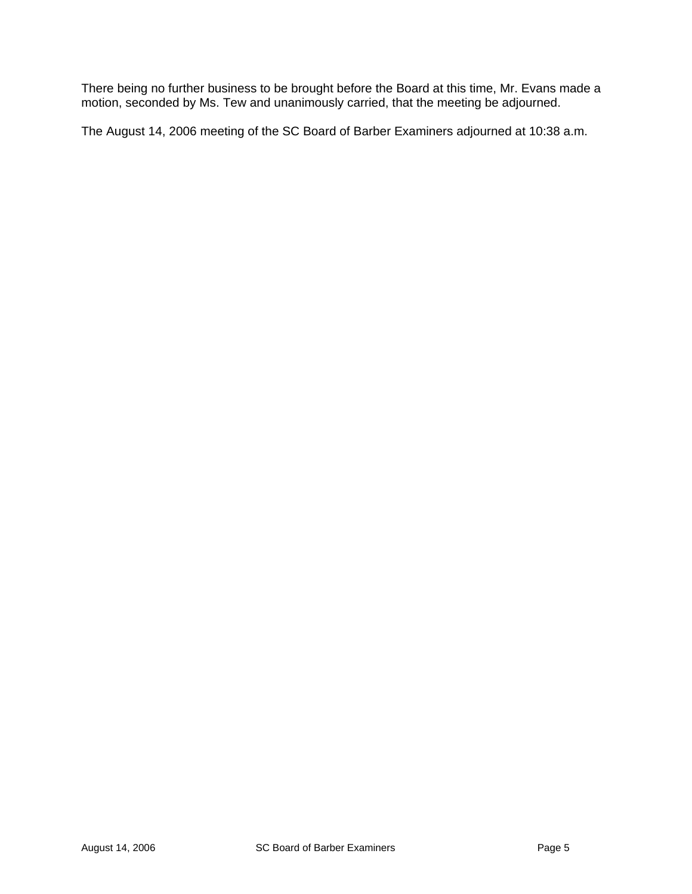There being no further business to be brought before the Board at this time, Mr. Evans made a motion, seconded by Ms. Tew and unanimously carried, that the meeting be adjourned.

The August 14, 2006 meeting of the SC Board of Barber Examiners adjourned at 10:38 a.m.